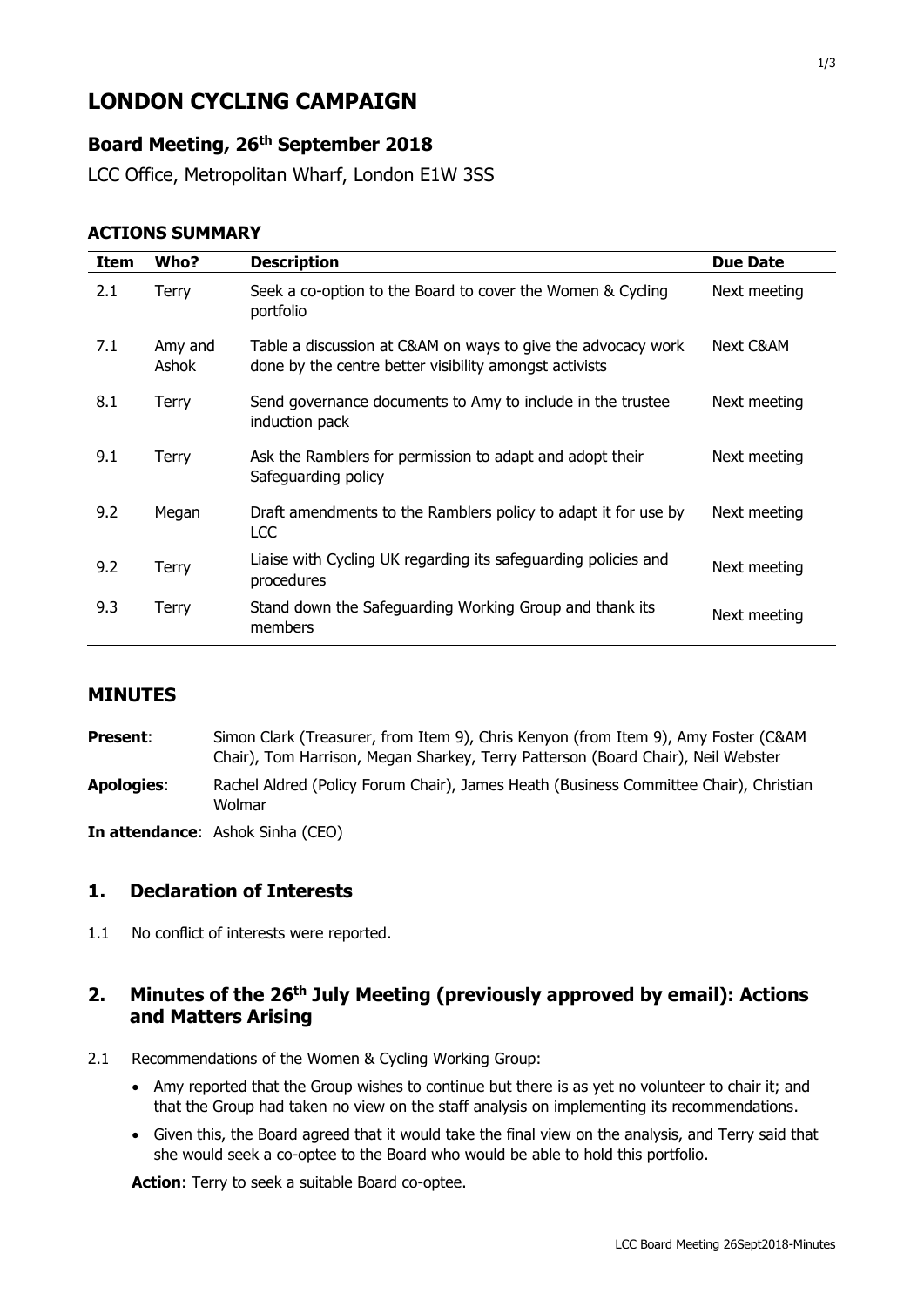# LONDON CYCLING CAMPAIGN

## Board Meeting, 26th September 2018

LCC Office, Metropolitan Wharf, London E1W 3SS

### ACTIONS SUMMARY

| Item | Who? | Description | Due Date |
|---|---|---|---|
| 2.1 | Terry | Seek a co-option to the Board to cover the Women & Cycling portfolio | Next meeting |
| 7.1 | Amy and Ashok | Table a discussion at C&AM on ways to give the advocacy work done by the centre better visibility amongst activists | Next C&AM |
| 8.1 | Terry | Send governance documents to Amy to include in the trustee induction pack | Next meeting |
| 9.1 | Terry | Ask the Ramblers for permission to adapt and adopt their Safeguarding policy | Next meeting |
| 9.2 | Megan | Draft amendments to the Ramblers policy to adapt it for use by LCC | Next meeting |
| 9.2 | Terry | Liaise with Cycling UK regarding its safeguarding policies and procedures | Next meeting |
| 9.3 | Terry | Stand down the Safeguarding Working Group and thank its members | Next meeting |

### MINUTES

**Present**: Simon Clark (Treasurer, from Item 9), Chris Kenyon (from Item 9), Amy Foster (C&AM Chair), Tom Harrison, Megan Sharkey, Terry Patterson (Board Chair), Neil Webster

**Apologies**: Rachel Aldred (Policy Forum Chair), James Heath (Business Committee Chair), Christian Wolmar

**In attendance**: Ashok Sinha (CEO)

## 1. Declaration of Interests

1.1 No conflict of interests were reported.

## 2. Minutes of the 26th July Meeting (previously approved by email): Actions and Matters Arising

2.1 Recommendations of the Women & Cycling Working Group:

- Amy reported that the Group wishes to continue but there is as yet no volunteer to chair it; and that the Group had taken no view on the staff analysis on implementing its recommendations.
- Given this, the Board agreed that it would take the final view on the analysis, and Terry said that she would seek a co-optee to the Board who would be able to hold this portfolio.

**Action**: Terry to seek a suitable Board co-optee.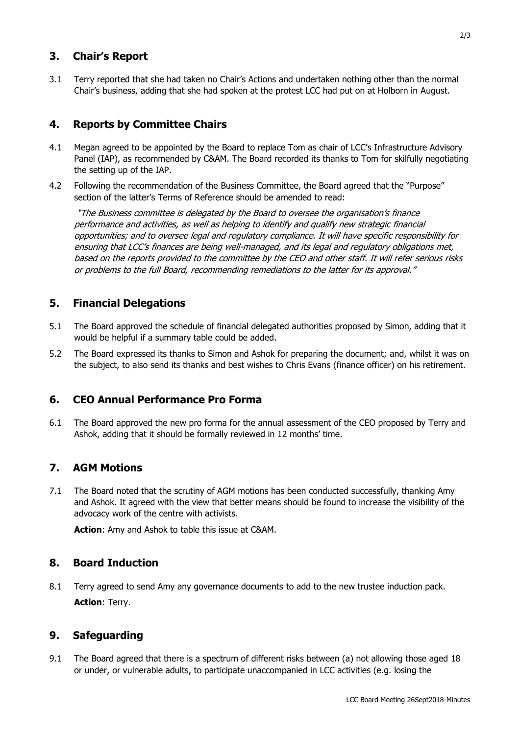## 3. Chair's Report

3.1 Terry reported that she had taken no Chair's Actions and undertaken nothing other than the normal Chair's business, adding that she had spoken at the protest LCC had put on at Holborn in August.

## 4. Reports by Committee Chairs

4.1 Megan agreed to be appointed by the Board to replace Tom as chair of LCC's Infrastructure Advisory Panel (IAP), as recommended by C&AM. The Board recorded its thanks to Tom for skilfully negotiating the setting up of the IAP.

4.2 Following the recommendation of the Business Committee, the Board agreed that the "Purpose" section of the latter's Terms of Reference should be amended to read:

*"The Business committee is delegated by the Board to oversee the organisation's finance performance and activities, as well as helping to identify and qualify new strategic financial opportunities; and to oversee legal and regulatory compliance. It will have specific responsibility for ensuring that LCC's finances are being well-managed, and its legal and regulatory obligations met, based on the reports provided to the committee by the CEO and other staff. It will refer serious risks or problems to the full Board, recommending remediations to the latter for its approval."*

## 5. Financial Delegations

5.1 The Board approved the schedule of financial delegated authorities proposed by Simon, adding that it would be helpful if a summary table could be added.

5.2 The Board expressed its thanks to Simon and Ashok for preparing the document; and, whilst it was on the subject, to also send its thanks and best wishes to Chris Evans (finance officer) on his retirement.

## 6. CEO Annual Performance Pro Forma

6.1 The Board approved the new pro forma for the annual assessment of the CEO proposed by Terry and Ashok, adding that it should be formally reviewed in 12 months' time.

## 7. AGM Motions

7.1 The Board noted that the scrutiny of AGM motions has been conducted successfully, thanking Amy and Ashok. It agreed with the view that better means should be found to increase the visibility of the advocacy work of the centre with activists.

**Action**: Amy and Ashok to table this issue at C&AM.

## 8. Board Induction

8.1 Terry agreed to send Amy any governance documents to add to the new trustee induction pack.
**Action**: Terry.

## 9. Safeguarding

9.1 The Board agreed that there is a spectrum of different risks between (a) not allowing those aged 18 or under, or vulnerable adults, to participate unaccompanied in LCC activities (e.g. losing the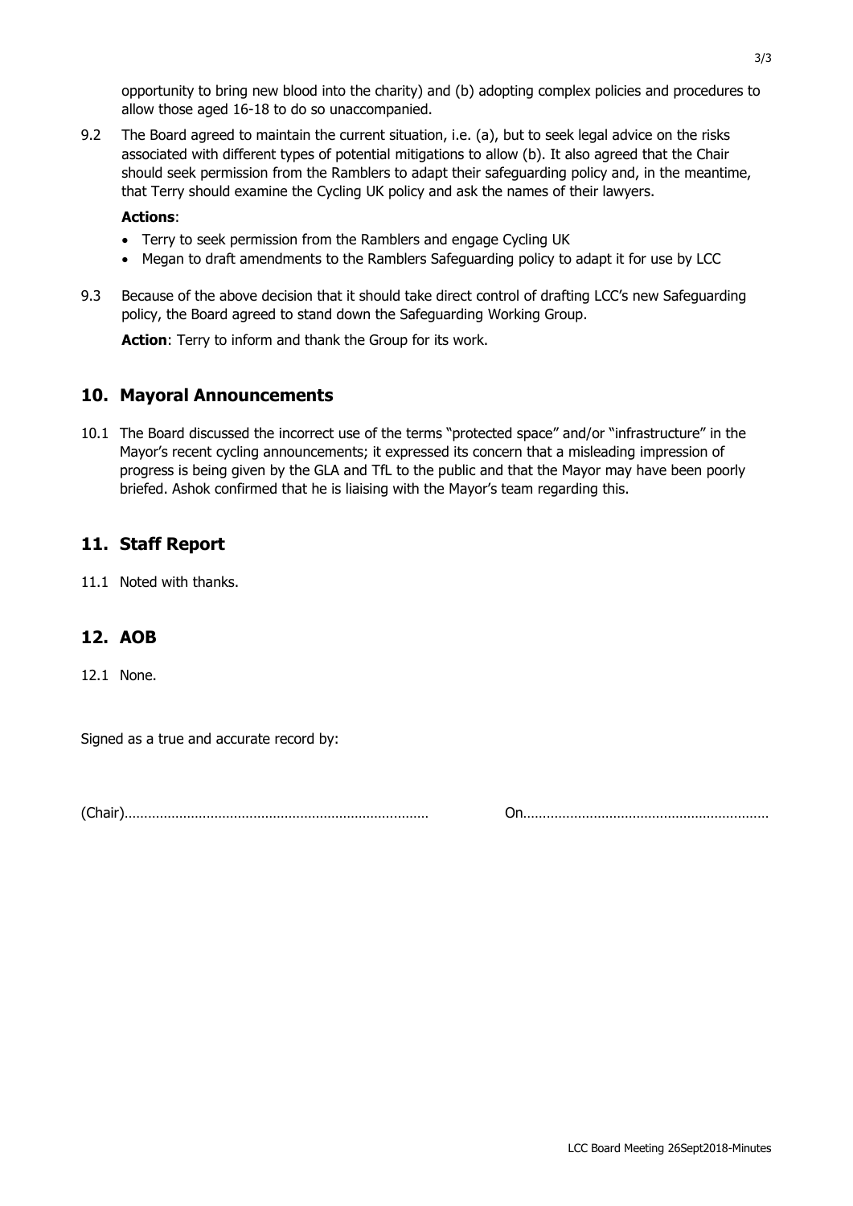opportunity to bring new blood into the charity) and (b) adopting complex policies and procedures to allow those aged 16-18 to do so unaccompanied.

9.2 The Board agreed to maintain the current situation, i.e. (a), but to seek legal advice on the risks associated with different types of potential mitigations to allow (b). It also agreed that the Chair should seek permission from the Ramblers to adapt their safeguarding policy and, in the meantime, that Terry should examine the Cycling UK policy and ask the names of their lawyers.

**Actions**:

- Terry to seek permission from the Ramblers and engage Cycling UK
- Megan to draft amendments to the Ramblers Safeguarding policy to adapt it for use by LCC

9.3 Because of the above decision that it should take direct control of drafting LCC's new Safeguarding policy, the Board agreed to stand down the Safeguarding Working Group.

**Action**: Terry to inform and thank the Group for its work.

## 10. Mayoral Announcements

10.1 The Board discussed the incorrect use of the terms "protected space" and/or "infrastructure" in the Mayor's recent cycling announcements; it expressed its concern that a misleading impression of progress is being given by the GLA and TfL to the public and that the Mayor may have been poorly briefed. Ashok confirmed that he is liaising with the Mayor's team regarding this.

## 11. Staff Report

11.1 Noted with thanks.

## 12. AOB

12.1 None.

Signed as a true and accurate record by:

(Chair)…………………………………………………………………… On………………………………………………………